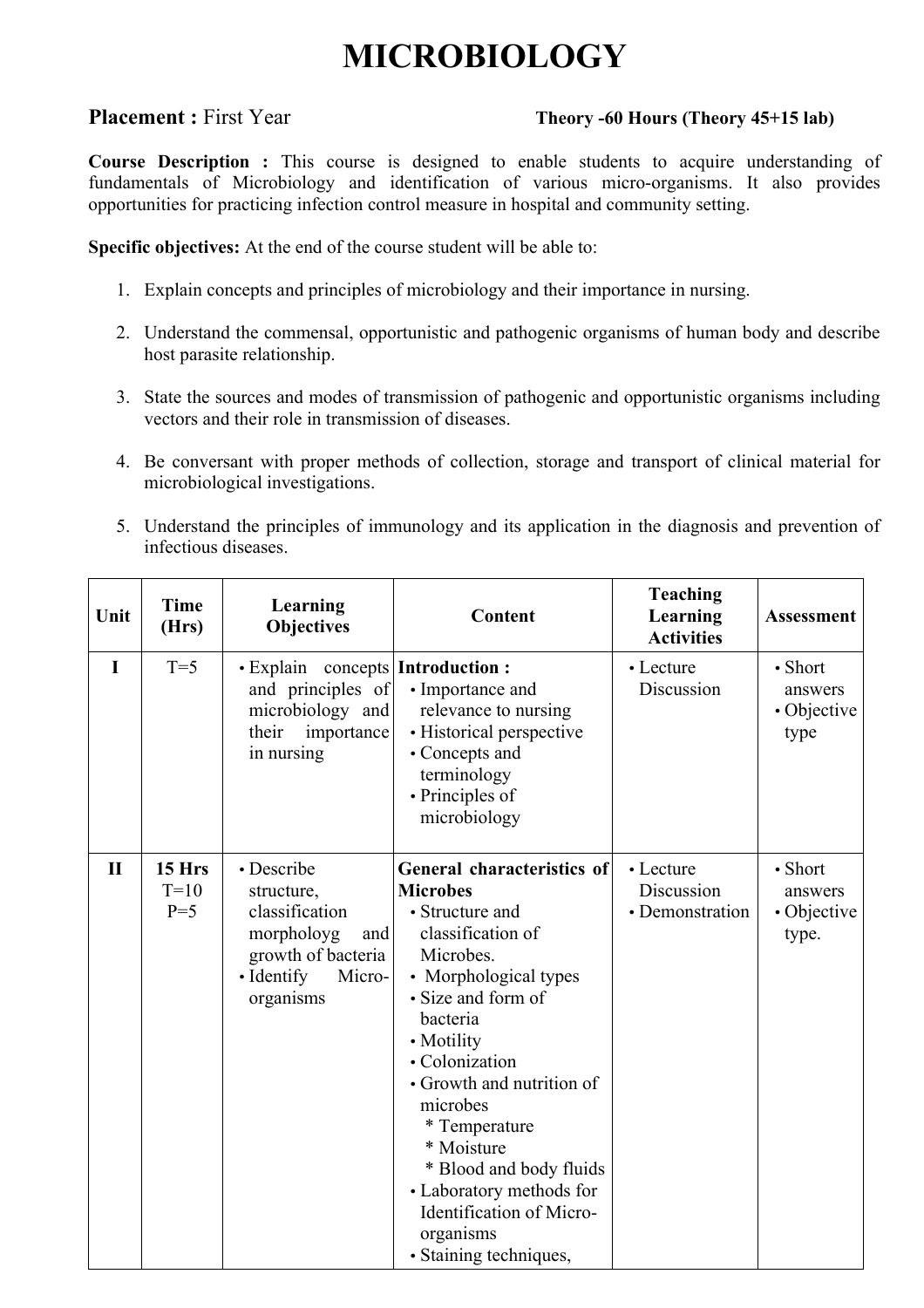# MICROBIOLOGY

**Placement :** First Year **Theory -60 Hours (Theory 45+15 lab)**

**Course Description :** This course is designed to enable students to acquire understanding of fundamentals of Microbiology and identification of various micro-organisms. It also provides opportunities for practicing infection control measure in hospital and community setting.

**Specific objectives:** At the end of the course student will be able to:

1. Explain concepts and principles of microbiology and their importance in nursing.
2. Understand the commensal, opportunistic and pathogenic organisms of human body and describe host parasite relationship.
3. State the sources and modes of transmission of pathogenic and opportunistic organisms including vectors and their role in transmission of diseases.
4. Be conversant with proper methods of collection, storage and transport of clinical material for microbiological investigations.
5. Understand the principles of immunology and its application in the diagnosis and prevention of infectious diseases.

| Unit | Time (Hrs) | Learning Objectives | Content | Teaching Learning Activities | Assessment |
|---|---|---|---|---|---|
| I | T=5 | • Explain concepts and principles of microbiology and their importance in nursing | **Introduction :**<br>• Importance and relevance to nursing<br>• Historical perspective<br>• Concepts and terminology<br>• Principles of microbiology | • Lecture Discussion | • Short answers<br>• Objective type |
| II | **15 Hrs**<br>T=10<br>P=5 | • Describe structure, classification morphologyg and growth of bacteria<br>• Identify Micro-organisms | **General characteristics of Microbes**<br>• Structure and classification of Microbes.<br>• Morphological types<br>• Size and form of bacteria<br>• Motility<br>• Colonization<br>• Growth and nutrition of microbes<br>\* Temperature<br>\* Moisture<br>\* Blood and body fluids<br>• Laboratory methods for Identification of Micro-organisms<br>• Staining techniques, | • Lecture Discussion<br>• Demonstration | • Short answers<br>• Objective type. |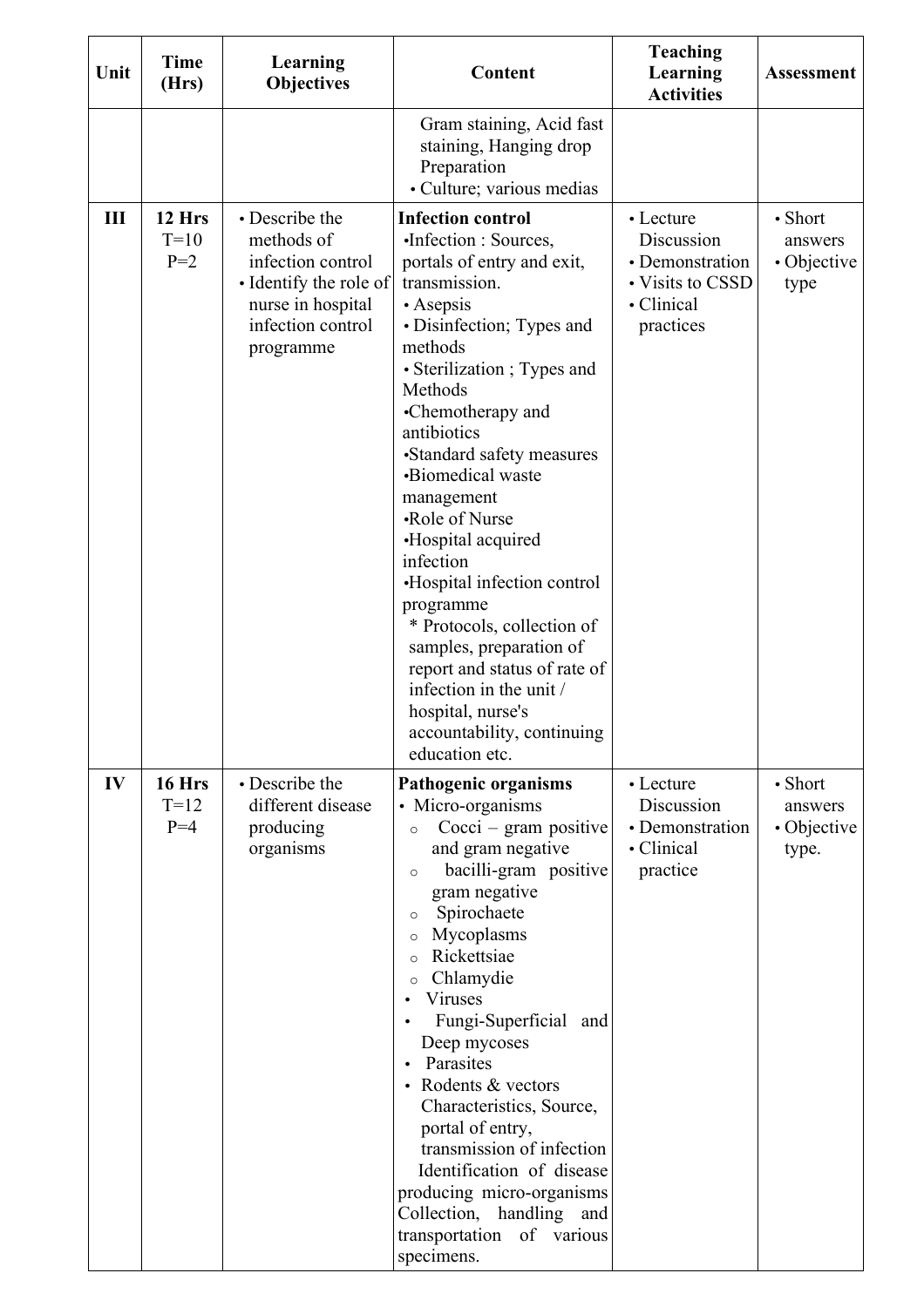| Unit | Time (Hrs) | Learning Objectives | Content | Teaching Learning Activities | Assessment |
|---|---|---|---|---|---|
| | | | Gram staining, Acid fast staining, Hanging drop Preparation<br>• Culture; various medias | | |
| III | 12 Hrs<br>T=10<br>P=2 | • Describe the methods of infection control<br>• Identify the role of nurse in hospital infection control programme | **Infection control**<br>•Infection : Sources, portals of entry and exit, transmission.<br>• Asepsis<br>• Disinfection; Types and methods<br>• Sterilization ; Types and Methods<br>•Chemotherapy and antibiotics<br>•Standard safety measures<br>•Biomedical waste management<br>•Role of Nurse<br>•Hospital acquired infection<br>•Hospital infection control programme<br>* Protocols, collection of samples, preparation of report and status of rate of infection in the unit / hospital, nurse's accountability, continuing education etc. | • Lecture Discussion<br>• Demonstration<br>• Visits to CSSD<br>• Clinical practices | • Short answers<br>• Objective type |
| IV | 16 Hrs<br>T=12<br>P=4 | • Describe the different disease producing organisms | **Pathogenic organisms**<br>• Micro-organisms<br>○ Cocci – gram positive and gram negative<br>○ bacilli-gram positive gram negative<br>○ Spirochaete<br>○ Mycoplasms<br>○ Rickettsiae<br>○ Chlamydie<br>• Viruses<br>• Fungi-Superficial and Deep mycoses<br>• Parasites<br>• Rodents & vectors<br>Characteristics, Source, portal of entry, transmission of infection<br>Identification of disease producing micro-organisms<br>Collection, handling and transportation of various specimens. | • Lecture Discussion<br>• Demonstration<br>• Clinical practice | • Short answers<br>• Objective type. |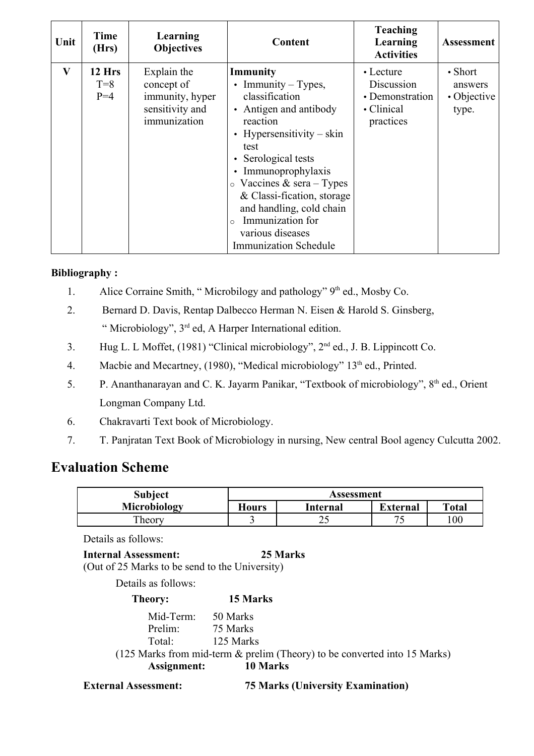| Unit | Time (Hrs) | Learning Objectives | Content | Teaching Learning Activities | Assessment |
|---|---|---|---|---|---|
| V | **12 Hrs** T=8 P=4 | Explain the concept of immunity, hyper sensitivity and immunization | **Immunity**<br>• Immunity – Types, classification<br>• Antigen and antibody reaction<br>• Hypersensitivity – skin test<br>• Serological tests<br>• Immunoprophylaxis<br>○ Vaccines & sera – Types & Classi-fication, storage and handling, cold chain<br>○ Immunization for various diseases<br>Immunization Schedule | • Lecture Discussion<br>• Demonstration<br>• Clinical practices | • Short answers<br>• Objective type. |

**Bibliography :**

1. Alice Corraine Smith, " Microbilogy and pathology" 9th ed., Mosby Co.
2. Bernard D. Davis, Rentap Dalbecco Herman N. Eisen & Harold S. Ginsberg, " Microbiology", 3rd ed, A Harper International edition.
3. Hug L. L Moffet, (1981) "Clinical microbiology", 2nd ed., J. B. Lippincott Co.
4. Macbie and Mecartney, (1980), "Medical microbiology" 13th ed., Printed.
5. P. Ananthanarayan and C. K. Jayarm Panikar, "Textbook of microbiology", 8th ed., Orient Longman Company Ltd.
6. Chakravarti Text book of Microbiology.
7. T. Panjratan Text Book of Microbiology in nursing, New central Bool agency Culcutta 2002.

# Evaluation Scheme

| Subject | Assessment | | | |
|---|---|---|---|---|
| Microbiology | Hours | Internal | External | Total |
| Theory | 3 | 25 | 75 | 100 |

Details as follows:

**Internal Assessment:** **25 Marks**
(Out of 25 Marks to be send to the University)

Details as follows:

**Theory:** **15 Marks**

Mid-Term: 50 Marks
Prelim: 75 Marks
Total: 125 Marks

(125 Marks from mid-term & prelim (Theory) to be converted into 15 Marks)

**Assignment:** **10 Marks**

**External Assessment:** **75 Marks (University Examination)**